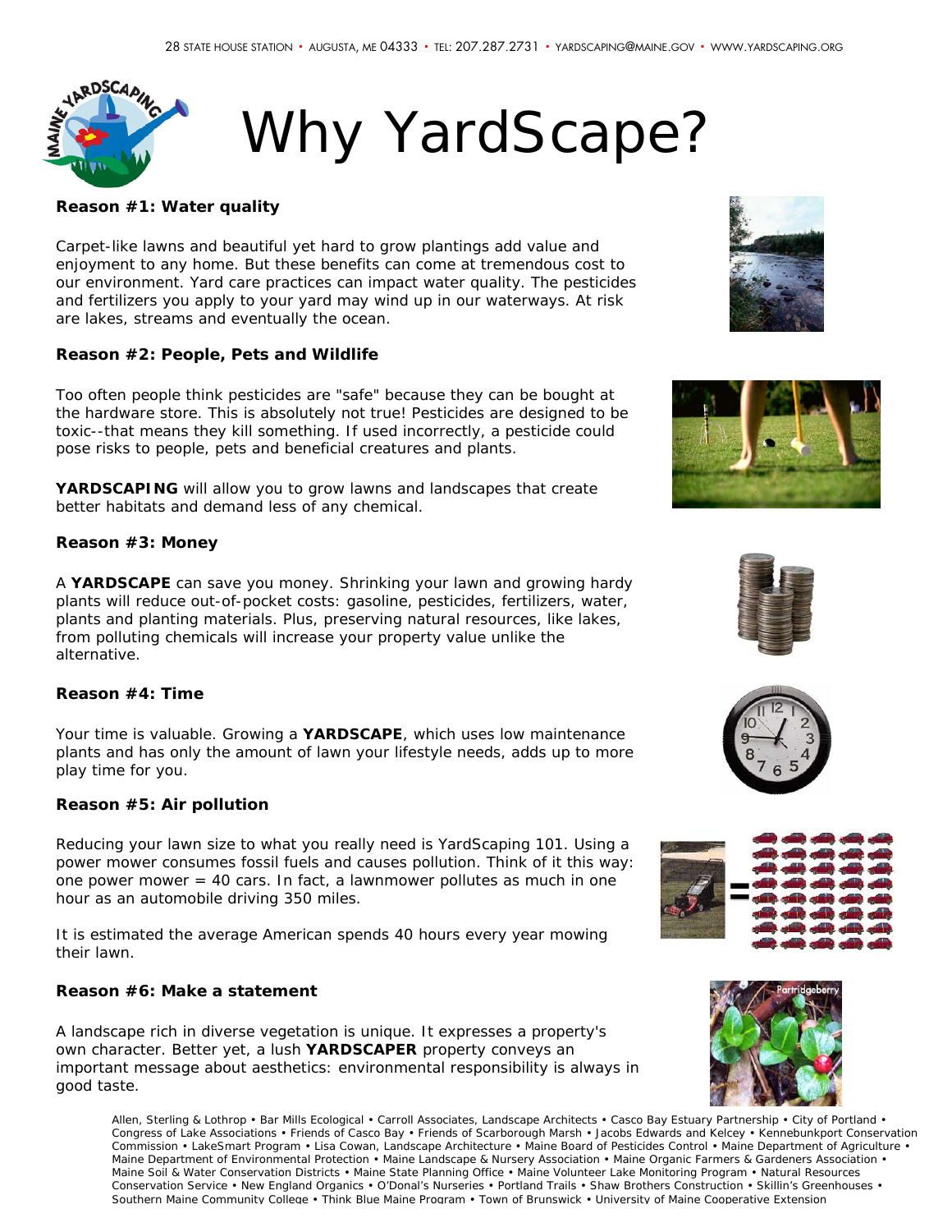28 STATE HOUSE STATION • AUGUSTA, ME 04333 • TEL: 207.287.2731 • YARDSCAPING@MAINE.GOV • WWW.YARDSCAPING.ORG

# Why YardScape?

**Reason #1: Water quality**

Carpet-like lawns and beautiful yet hard to grow plantings add value and enjoyment to any home. But these benefits can come at tremendous cost to our environment. Yard care practices can impact water quality. The pesticides and fertilizers you apply to your yard may wind up in our waterways. At risk are lakes, streams and eventually the ocean.

**Reason #2: People, Pets and Wildlife**

Too often people think pesticides are "safe" because they can be bought at the hardware store. This is absolutely not true! Pesticides are designed to be toxic--that means they kill something. If used incorrectly, a pesticide could pose risks to people, pets and beneficial creatures and plants.

**YARDSCAPING** will allow you to grow lawns and landscapes that create better habitats and demand less of any chemical.

**Reason #3: Money**

A **YARDSCAPE** can save you money. Shrinking your lawn and growing hardy plants will reduce out-of-pocket costs: gasoline, pesticides, fertilizers, water, plants and planting materials. Plus, preserving natural resources, like lakes, from polluting chemicals will increase your property value unlike the alternative.

**Reason #4: Time**

Your time is valuable. Growing a **YARDSCAPE**, which uses low maintenance plants and has only the amount of lawn your lifestyle needs, adds up to more play time for you.

**Reason #5: Air pollution**

Reducing your lawn size to what you really need is YardScaping 101. Using a power mower consumes fossil fuels and causes pollution. Think of it this way: one power mower = 40 cars. In fact, a lawnmower pollutes as much in one hour as an automobile driving 350 miles.

It is estimated the average American spends 40 hours every year mowing their lawn.

**Reason #6: Make a statement**

A landscape rich in diverse vegetation is unique. It expresses a property's own character. Better yet, a lush **YARDSCAPER** property conveys an important message about aesthetics: environmental responsibility is always in good taste.

Partridgeberry

Allen, Sterling & Lothrop • Bar Mills Ecological • Carroll Associates, Landscape Architects • Casco Bay Estuary Partnership • City of Portland • Congress of Lake Associations • Friends of Casco Bay • Friends of Scarborough Marsh • Jacobs Edwards and Kelcey • Kennebunkport Conservation Commission • LakeSmart Program • Lisa Cowan, Landscape Architecture • Maine Board of Pesticides Control • Maine Department of Agriculture • Maine Department of Environmental Protection • Maine Landscape & Nursery Association • Maine Organic Farmers & Gardeners Association • Maine Soil & Water Conservation Districts • Maine State Planning Office • Maine Volunteer Lake Monitoring Program • Natural Resources Conservation Service • New England Organics • O'Donal's Nurseries • Portland Trails • Shaw Brothers Construction • Skillin's Greenhouses • Southern Maine Community College • Think Blue Maine Program • Town of Brunswick • University of Maine Cooperative Extension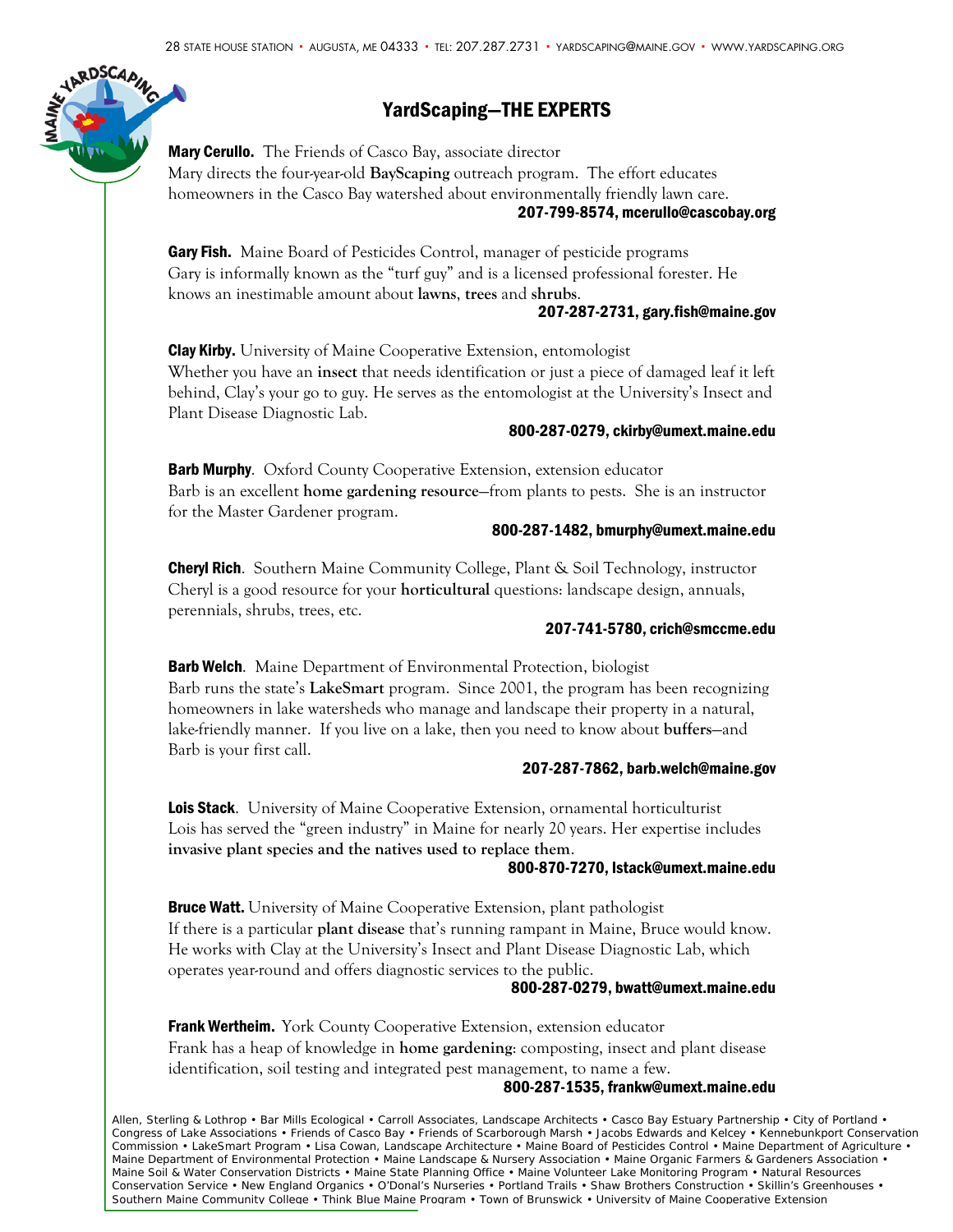28 STATE HOUSE STATION • AUGUSTA, ME 04333 • TEL: 207.287.2731 • YARDSCAPING@MAINE.GOV • WWW.YARDSCAPING.ORG

# YardScaping—THE EXPERTS

**Mary Cerullo.** The Friends of Casco Bay, associate director
Mary directs the four-year-old **BayScaping** outreach program. The effort educates homeowners in the Casco Bay watershed about environmentally friendly lawn care.
**207-799-8574, mcerullo@cascobay.org**

**Gary Fish.** Maine Board of Pesticides Control, manager of pesticide programs
Gary is informally known as the "turf guy" and is a licensed professional forester. He knows an inestimable amount about **lawns**, **trees** and **shrubs**.
**207-287-2731, gary.fish@maine.gov**

**Clay Kirby.** University of Maine Cooperative Extension, entomologist
Whether you have an **insect** that needs identification or just a piece of damaged leaf it left behind, Clay's your go to guy. He serves as the entomologist at the University's Insect and Plant Disease Diagnostic Lab.
**800-287-0279, ckirby@umext.maine.edu**

**Barb Murphy**. Oxford County Cooperative Extension, extension educator
Barb is an excellent **home gardening resource**—from plants to pests. She is an instructor for the Master Gardener program.
**800-287-1482, bmurphy@umext.maine.edu**

**Cheryl Rich**. Southern Maine Community College, Plant & Soil Technology, instructor
Cheryl is a good resource for your **horticultural** questions: landscape design, annuals, perennials, shrubs, trees, etc.
**207-741-5780, crich@smccme.edu**

**Barb Welch**. Maine Department of Environmental Protection, biologist
Barb runs the state's **LakeSmart** program. Since 2001, the program has been recognizing homeowners in lake watersheds who manage and landscape their property in a natural, lake-friendly manner. If you live on a lake, then you need to know about **buffers**—and Barb is your first call.
**207-287-7862, barb.welch@maine.gov**

**Lois Stack**. University of Maine Cooperative Extension, ornamental horticulturist
Lois has served the "green industry" in Maine for nearly 20 years. Her expertise includes **invasive plant species and the natives used to replace them**.
**800-870-7270, lstack@umext.maine.edu**

**Bruce Watt.** University of Maine Cooperative Extension, plant pathologist
If there is a particular **plant disease** that's running rampant in Maine, Bruce would know. He works with Clay at the University's Insect and Plant Disease Diagnostic Lab, which operates year-round and offers diagnostic services to the public.
**800-287-0279, bwatt@umext.maine.edu**

**Frank Wertheim.** York County Cooperative Extension, extension educator
Frank has a heap of knowledge in **home gardening**: composting, insect and plant disease identification, soil testing and integrated pest management, to name a few.
**800-287-1535, frankw@umext.maine.edu**

Allen, Sterling & Lothrop • Bar Mills Ecological • Carroll Associates, Landscape Architects • Casco Bay Estuary Partnership • City of Portland • Congress of Lake Associations • Friends of Casco Bay • Friends of Scarborough Marsh • Jacobs Edwards and Kelcey • Kennebunkport Conservation Commission • LakeSmart Program • Lisa Cowan, Landscape Architecture • Maine Board of Pesticides Control • Maine Department of Agriculture • Maine Department of Environmental Protection • Maine Landscape & Nursery Association • Maine Organic Farmers & Gardeners Association • Maine Soil & Water Conservation Districts • Maine State Planning Office • Maine Volunteer Lake Monitoring Program • Natural Resources Conservation Service • New England Organics • O'Donal's Nurseries • Portland Trails • Shaw Brothers Construction • Skillin's Greenhouses • Southern Maine Community College • Think Blue Maine Program • Town of Brunswick • University of Maine Cooperative Extension